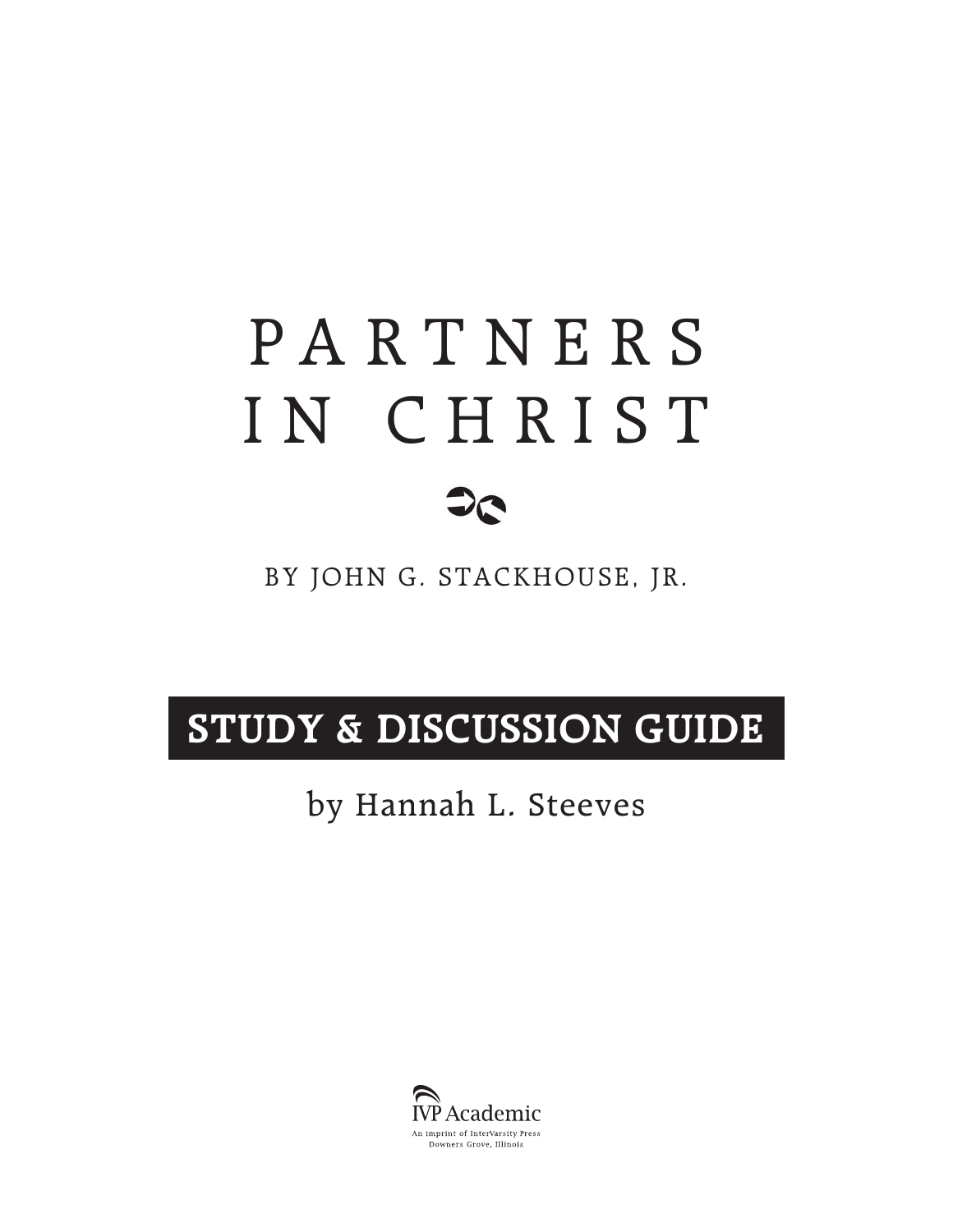# PARTNERS IN CHRIST

BY JOHN G. STACKHOUSE, JR.

## STUDY & DISCUSSION GUIDE

by Hannah L. Steeves

IVP Academic
An imprint of InterVarsity Press
Downers Grove, Illinois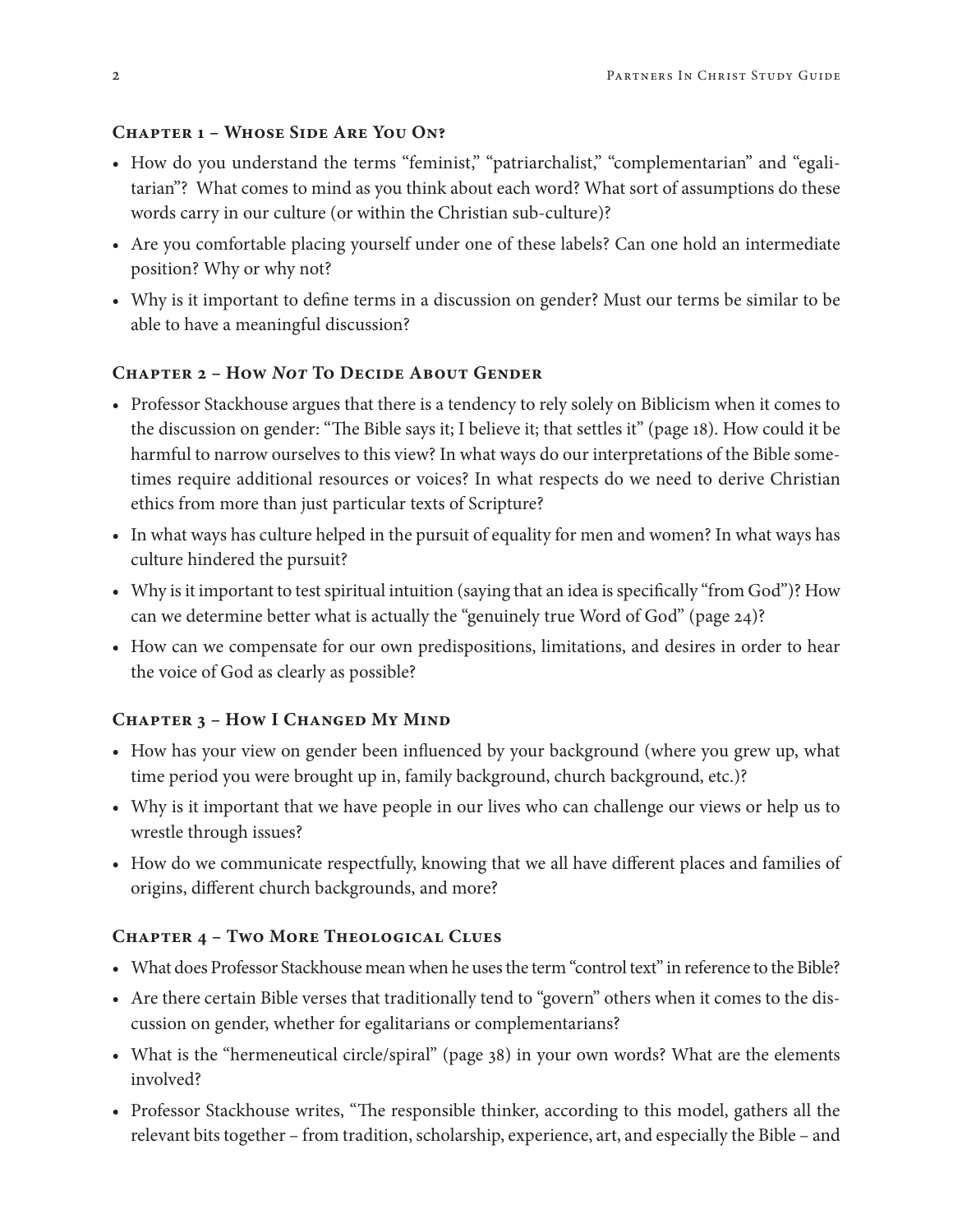### Chapter 1 – Whose Side Are You On?

- How do you understand the terms "feminist," "patriarchalist," "complementarian" and "egalitarian"? What comes to mind as you think about each word? What sort of assumptions do these words carry in our culture (or within the Christian sub-culture)?
- Are you comfortable placing yourself under one of these labels? Can one hold an intermediate position? Why or why not?
- Why is it important to define terms in a discussion on gender? Must our terms be similar to be able to have a meaningful discussion?

### Chapter 2 – How *Not* To Decide About Gender

- Professor Stackhouse argues that there is a tendency to rely solely on Biblicism when it comes to the discussion on gender: "The Bible says it; I believe it; that settles it" (page 18). How could it be harmful to narrow ourselves to this view? In what ways do our interpretations of the Bible sometimes require additional resources or voices? In what respects do we need to derive Christian ethics from more than just particular texts of Scripture?
- In what ways has culture helped in the pursuit of equality for men and women? In what ways has culture hindered the pursuit?
- Why is it important to test spiritual intuition (saying that an idea is specifically "from God")? How can we determine better what is actually the "genuinely true Word of God" (page 24)?
- How can we compensate for our own predispositions, limitations, and desires in order to hear the voice of God as clearly as possible?

### Chapter 3 – How I Changed My Mind

- How has your view on gender been influenced by your background (where you grew up, what time period you were brought up in, family background, church background, etc.)?
- Why is it important that we have people in our lives who can challenge our views or help us to wrestle through issues?
- How do we communicate respectfully, knowing that we all have different places and families of origins, different church backgrounds, and more?

### Chapter 4 – Two More Theological Clues

- What does Professor Stackhouse mean when he uses the term "control text" in reference to the Bible?
- Are there certain Bible verses that traditionally tend to "govern" others when it comes to the discussion on gender, whether for egalitarians or complementarians?
- What is the "hermeneutical circle/spiral" (page 38) in your own words? What are the elements involved?
- Professor Stackhouse writes, "The responsible thinker, according to this model, gathers all the relevant bits together – from tradition, scholarship, experience, art, and especially the Bible – and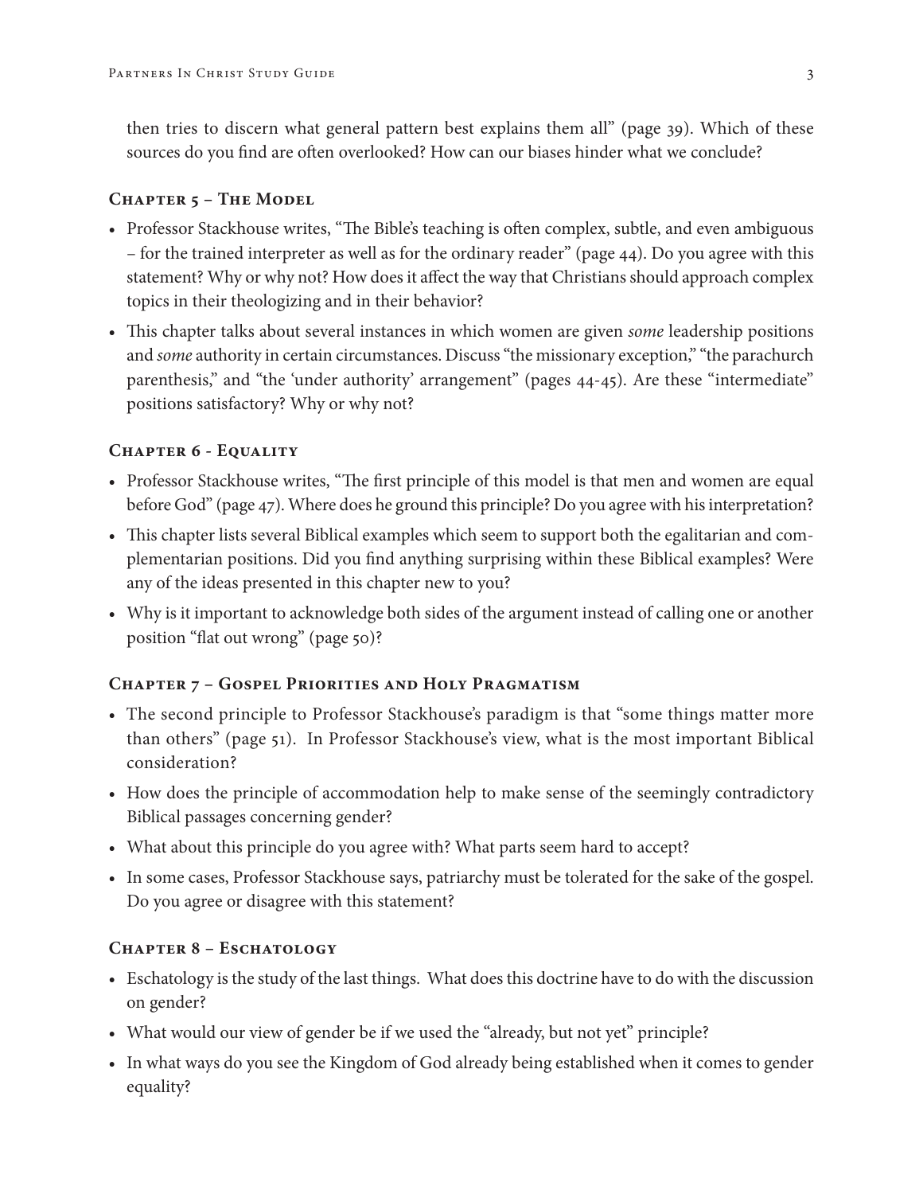then tries to discern what general pattern best explains them all" (page 39). Which of these sources do you find are often overlooked? How can our biases hinder what we conclude?

### Chapter 5 – The Model

- Professor Stackhouse writes, "The Bible's teaching is often complex, subtle, and even ambiguous – for the trained interpreter as well as for the ordinary reader" (page 44). Do you agree with this statement? Why or why not? How does it affect the way that Christians should approach complex topics in their theologizing and in their behavior?
- This chapter talks about several instances in which women are given *some* leadership positions and *some* authority in certain circumstances. Discuss "the missionary exception," "the parachurch parenthesis," and "the 'under authority' arrangement" (pages 44-45). Are these "intermediate" positions satisfactory? Why or why not?

### Chapter 6 - Equality

- Professor Stackhouse writes, "The first principle of this model is that men and women are equal before God" (page 47). Where does he ground this principle? Do you agree with his interpretation?
- This chapter lists several Biblical examples which seem to support both the egalitarian and complementarian positions. Did you find anything surprising within these Biblical examples? Were any of the ideas presented in this chapter new to you?
- Why is it important to acknowledge both sides of the argument instead of calling one or another position "flat out wrong" (page 50)?

### Chapter 7 – Gospel Priorities and Holy Pragmatism

- The second principle to Professor Stackhouse's paradigm is that "some things matter more than others" (page 51). In Professor Stackhouse's view, what is the most important Biblical consideration?
- How does the principle of accommodation help to make sense of the seemingly contradictory Biblical passages concerning gender?
- What about this principle do you agree with? What parts seem hard to accept?
- In some cases, Professor Stackhouse says, patriarchy must be tolerated for the sake of the gospel. Do you agree or disagree with this statement?

### Chapter 8 – Eschatology

- Eschatology is the study of the last things. What does this doctrine have to do with the discussion on gender?
- What would our view of gender be if we used the "already, but not yet" principle?
- In what ways do you see the Kingdom of God already being established when it comes to gender equality?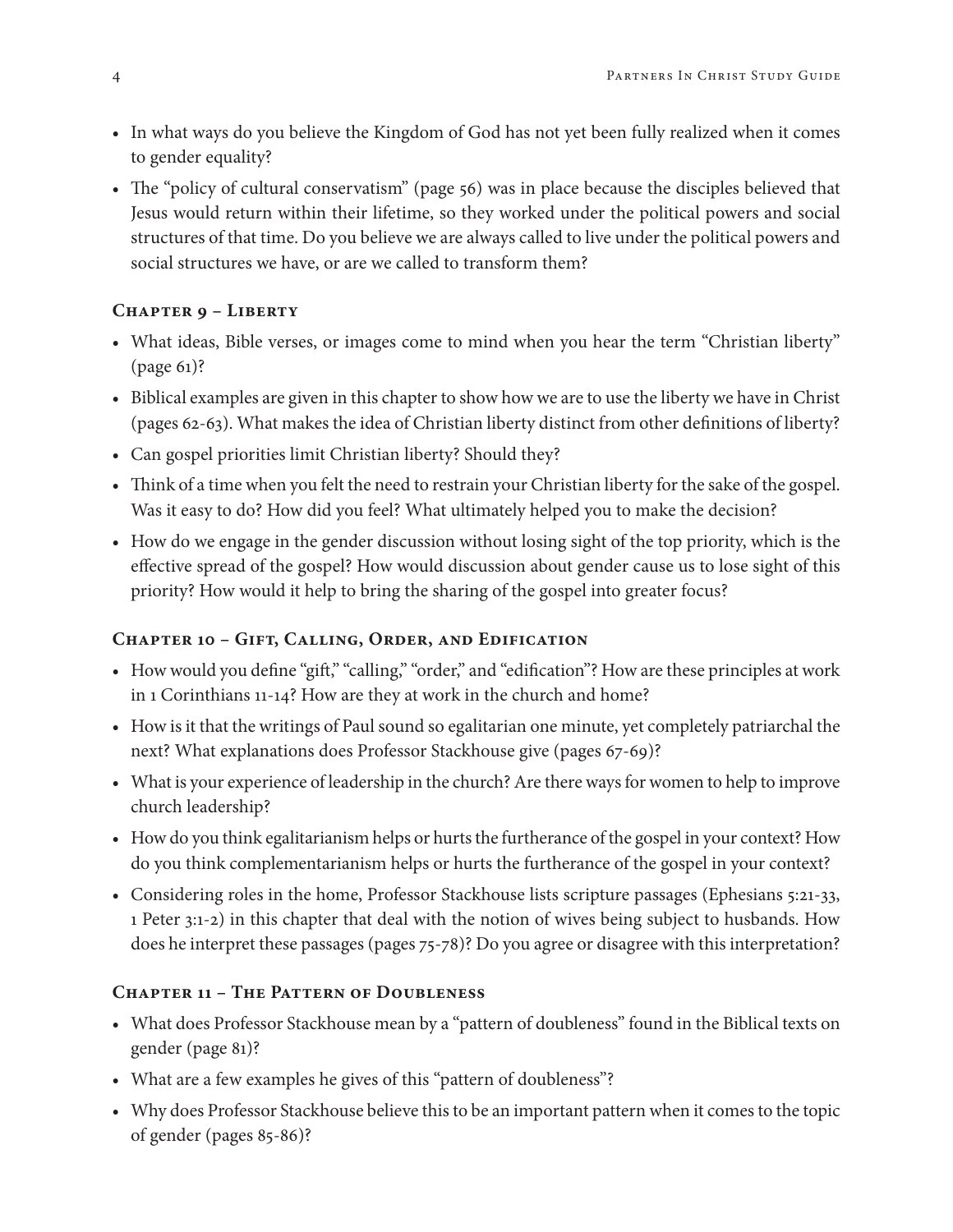- In what ways do you believe the Kingdom of God has not yet been fully realized when it comes to gender equality?
- The "policy of cultural conservatism" (page 56) was in place because the disciples believed that Jesus would return within their lifetime, so they worked under the political powers and social structures of that time. Do you believe we are always called to live under the political powers and social structures we have, or are we called to transform them?

### Chapter 9 – Liberty

- What ideas, Bible verses, or images come to mind when you hear the term "Christian liberty" (page 61)?
- Biblical examples are given in this chapter to show how we are to use the liberty we have in Christ (pages 62-63). What makes the idea of Christian liberty distinct from other definitions of liberty?
- Can gospel priorities limit Christian liberty? Should they?
- Think of a time when you felt the need to restrain your Christian liberty for the sake of the gospel. Was it easy to do? How did you feel? What ultimately helped you to make the decision?
- How do we engage in the gender discussion without losing sight of the top priority, which is the effective spread of the gospel? How would discussion about gender cause us to lose sight of this priority? How would it help to bring the sharing of the gospel into greater focus?

### Chapter 10 – Gift, Calling, Order, and Edification

- How would you define "gift," "calling," "order," and "edification"? How are these principles at work in 1 Corinthians 11-14? How are they at work in the church and home?
- How is it that the writings of Paul sound so egalitarian one minute, yet completely patriarchal the next? What explanations does Professor Stackhouse give (pages 67-69)?
- What is your experience of leadership in the church? Are there ways for women to help to improve church leadership?
- How do you think egalitarianism helps or hurts the furtherance of the gospel in your context? How do you think complementarianism helps or hurts the furtherance of the gospel in your context?
- Considering roles in the home, Professor Stackhouse lists scripture passages (Ephesians 5:21-33, 1 Peter 3:1-2) in this chapter that deal with the notion of wives being subject to husbands. How does he interpret these passages (pages 75-78)? Do you agree or disagree with this interpretation?

### Chapter 11 – The Pattern of Doubleness

- What does Professor Stackhouse mean by a "pattern of doubleness" found in the Biblical texts on gender (page 81)?
- What are a few examples he gives of this "pattern of doubleness"?
- Why does Professor Stackhouse believe this to be an important pattern when it comes to the topic of gender (pages 85-86)?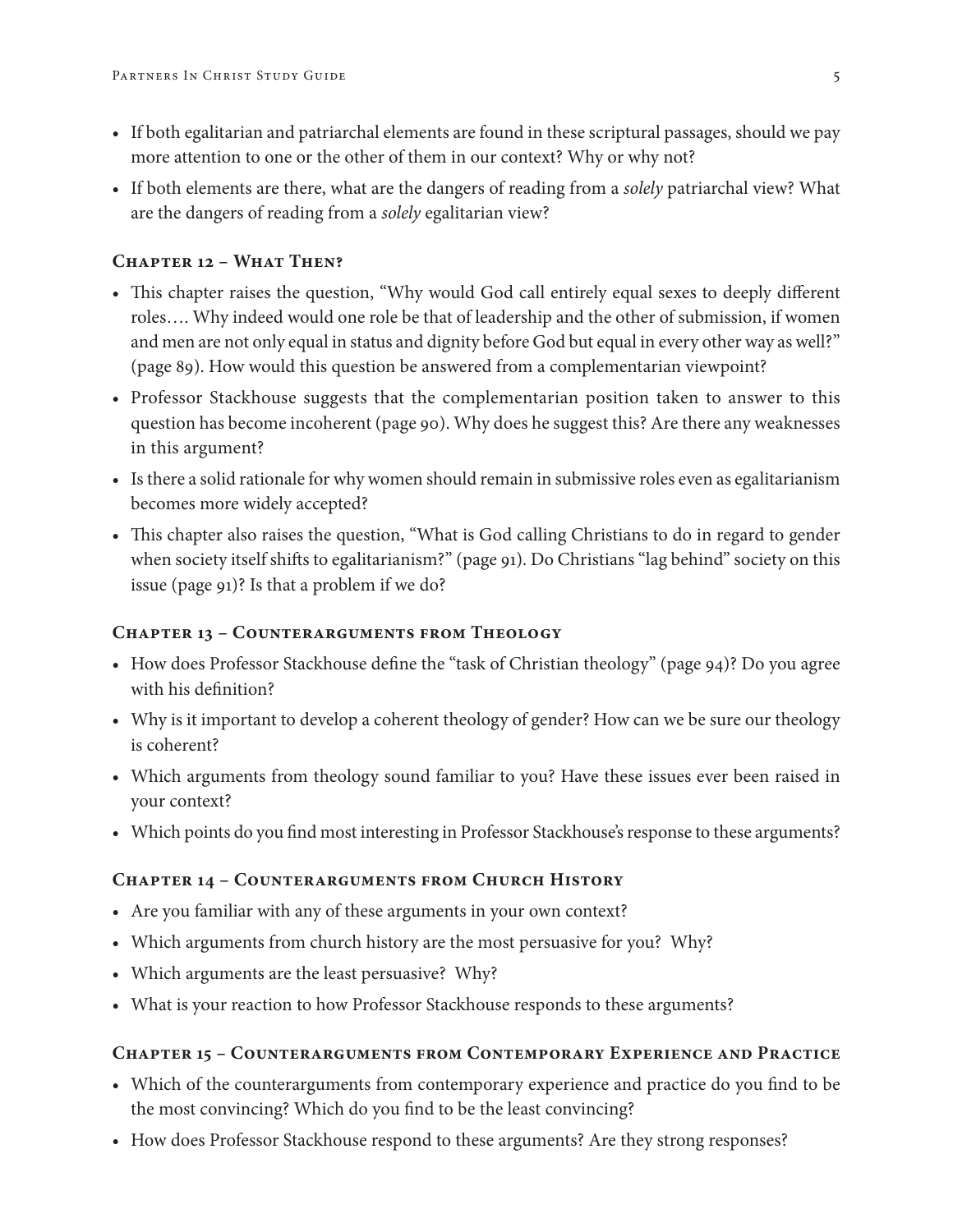- If both egalitarian and patriarchal elements are found in these scriptural passages, should we pay more attention to one or the other of them in our context? Why or why not?
- If both elements are there, what are the dangers of reading from a *solely* patriarchal view? What are the dangers of reading from a *solely* egalitarian view?

### Chapter 12 – What Then?

- This chapter raises the question, "Why would God call entirely equal sexes to deeply different roles…. Why indeed would one role be that of leadership and the other of submission, if women and men are not only equal in status and dignity before God but equal in every other way as well?" (page 89). How would this question be answered from a complementarian viewpoint?
- Professor Stackhouse suggests that the complementarian position taken to answer to this question has become incoherent (page 90). Why does he suggest this? Are there any weaknesses in this argument?
- Is there a solid rationale for why women should remain in submissive roles even as egalitarianism becomes more widely accepted?
- This chapter also raises the question, "What is God calling Christians to do in regard to gender when society itself shifts to egalitarianism?" (page 91). Do Christians "lag behind" society on this issue (page 91)? Is that a problem if we do?

### Chapter 13 – Counterarguments from Theology

- How does Professor Stackhouse define the "task of Christian theology" (page 94)? Do you agree with his definition?
- Why is it important to develop a coherent theology of gender? How can we be sure our theology is coherent?
- Which arguments from theology sound familiar to you? Have these issues ever been raised in your context?
- Which points do you find most interesting in Professor Stackhouse's response to these arguments?

### Chapter 14 – Counterarguments from Church History

- Are you familiar with any of these arguments in your own context?
- Which arguments from church history are the most persuasive for you? Why?
- Which arguments are the least persuasive? Why?
- What is your reaction to how Professor Stackhouse responds to these arguments?

### Chapter 15 – Counterarguments from Contemporary Experience and Practice

- Which of the counterarguments from contemporary experience and practice do you find to be the most convincing? Which do you find to be the least convincing?
- How does Professor Stackhouse respond to these arguments? Are they strong responses?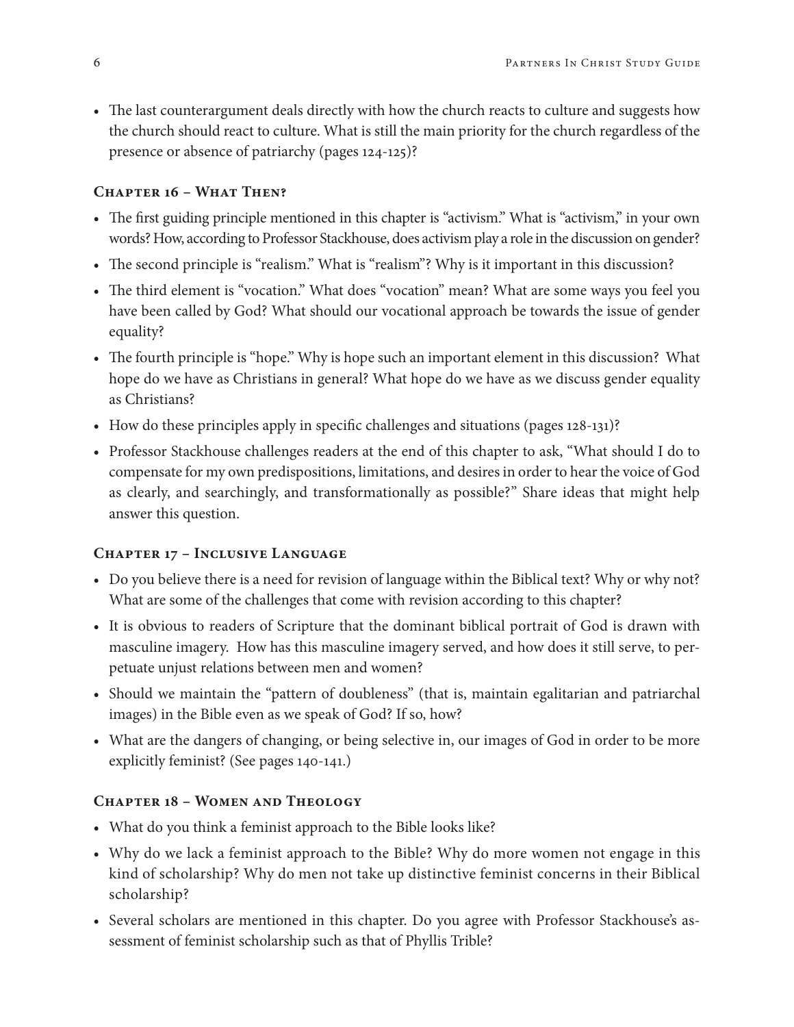- The last counterargument deals directly with how the church reacts to culture and suggests how the church should react to culture. What is still the main priority for the church regardless of the presence or absence of patriarchy (pages 124-125)?

### Chapter 16 – What Then?

- The first guiding principle mentioned in this chapter is "activism." What is "activism," in your own words? How, according to Professor Stackhouse, does activism play a role in the discussion on gender?
- The second principle is "realism." What is "realism"? Why is it important in this discussion?
- The third element is "vocation." What does "vocation" mean? What are some ways you feel you have been called by God? What should our vocational approach be towards the issue of gender equality?
- The fourth principle is "hope." Why is hope such an important element in this discussion? What hope do we have as Christians in general? What hope do we have as we discuss gender equality as Christians?
- How do these principles apply in specific challenges and situations (pages 128-131)?
- Professor Stackhouse challenges readers at the end of this chapter to ask, "What should I do to compensate for my own predispositions, limitations, and desires in order to hear the voice of God as clearly, and searchingly, and transformationally as possible?" Share ideas that might help answer this question.

### Chapter 17 – Inclusive Language

- Do you believe there is a need for revision of language within the Biblical text? Why or why not? What are some of the challenges that come with revision according to this chapter?
- It is obvious to readers of Scripture that the dominant biblical portrait of God is drawn with masculine imagery. How has this masculine imagery served, and how does it still serve, to perpetuate unjust relations between men and women?
- Should we maintain the "pattern of doubleness" (that is, maintain egalitarian and patriarchal images) in the Bible even as we speak of God? If so, how?
- What are the dangers of changing, or being selective in, our images of God in order to be more explicitly feminist? (See pages 140-141.)

### Chapter 18 – Women and Theology

- What do you think a feminist approach to the Bible looks like?
- Why do we lack a feminist approach to the Bible? Why do more women not engage in this kind of scholarship? Why do men not take up distinctive feminist concerns in their Biblical scholarship?
- Several scholars are mentioned in this chapter. Do you agree with Professor Stackhouse's assessment of feminist scholarship such as that of Phyllis Trible?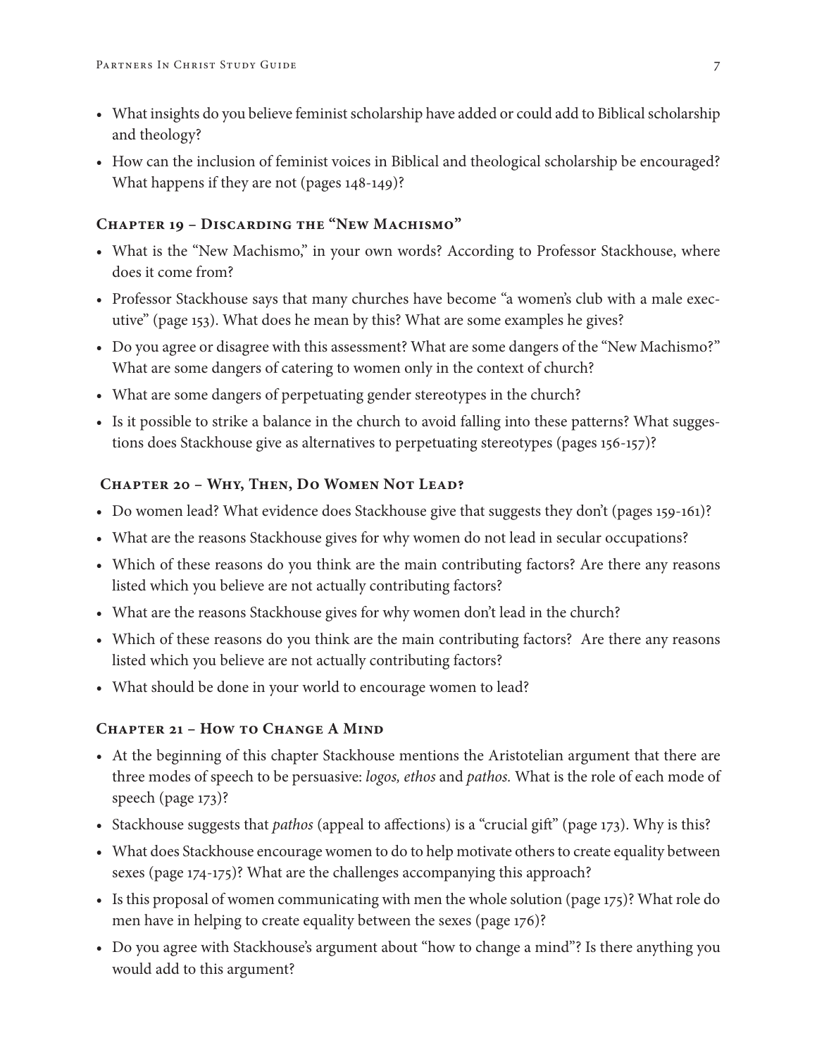- What insights do you believe feminist scholarship have added or could add to Biblical scholarship and theology?
- How can the inclusion of feminist voices in Biblical and theological scholarship be encouraged? What happens if they are not (pages 148-149)?

### Chapter 19 – Discarding the "New Machismo"

- What is the "New Machismo," in your own words? According to Professor Stackhouse, where does it come from?
- Professor Stackhouse says that many churches have become "a women's club with a male executive" (page 153). What does he mean by this? What are some examples he gives?
- Do you agree or disagree with this assessment? What are some dangers of the "New Machismo?" What are some dangers of catering to women only in the context of church?
- What are some dangers of perpetuating gender stereotypes in the church?
- Is it possible to strike a balance in the church to avoid falling into these patterns? What suggestions does Stackhouse give as alternatives to perpetuating stereotypes (pages 156-157)?

### Chapter 20 – Why, Then, Do Women Not Lead?

- Do women lead? What evidence does Stackhouse give that suggests they don't (pages 159-161)?
- What are the reasons Stackhouse gives for why women do not lead in secular occupations?
- Which of these reasons do you think are the main contributing factors? Are there any reasons listed which you believe are not actually contributing factors?
- What are the reasons Stackhouse gives for why women don't lead in the church?
- Which of these reasons do you think are the main contributing factors? Are there any reasons listed which you believe are not actually contributing factors?
- What should be done in your world to encourage women to lead?

### Chapter 21 – How to Change A Mind

- At the beginning of this chapter Stackhouse mentions the Aristotelian argument that there are three modes of speech to be persuasive: *logos, ethos* and *pathos.* What is the role of each mode of speech (page 173)?
- Stackhouse suggests that *pathos* (appeal to affections) is a "crucial gift" (page 173). Why is this?
- What does Stackhouse encourage women to do to help motivate others to create equality between sexes (page 174-175)? What are the challenges accompanying this approach?
- Is this proposal of women communicating with men the whole solution (page 175)? What role do men have in helping to create equality between the sexes (page 176)?
- Do you agree with Stackhouse's argument about "how to change a mind"? Is there anything you would add to this argument?